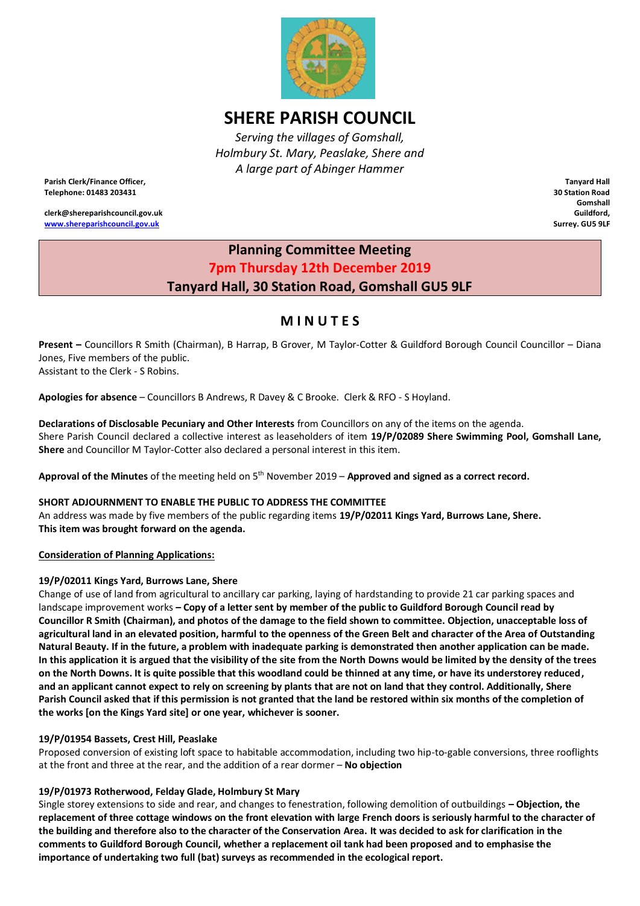# SHERE PARISH COUNCIL

*Serving the villages of Gomshall, Holmbury St. Mary, Peaslake, Shere and A large part of Abinger Hammer*

**Parish Clerk/Finance Officer,**
**Telephone: 01483 203431**

**clerk@shereparishcouncil.gov.uk**
**www.shereparishcouncil.gov.uk**

**Tanyard Hall**
**30 Station Road**
**Gomshall**
**Guildford,**
**Surrey. GU5 9LF**

## Planning Committee Meeting
## 7pm Thursday 12th December 2019
## Tanyard Hall, 30 Station Road, Gomshall GU5 9LF

## MINUTES

**Present –** Councillors R Smith (Chairman), B Harrap, B Grover, M Taylor-Cotter & Guildford Borough Council Councillor – Diana Jones, Five members of the public.
Assistant to the Clerk - S Robins.

**Apologies for absence** – Councillors B Andrews, R Davey & C Brooke. Clerk & RFO - S Hoyland.

**Declarations of Disclosable Pecuniary and Other Interests** from Councillors on any of the items on the agenda.
Shere Parish Council declared a collective interest as leaseholders of item **19/P/02089 Shere Swimming Pool, Gomshall Lane, Shere** and Councillor M Taylor-Cotter also declared a personal interest in this item.

**Approval of the Minutes** of the meeting held on 5th November 2019 – **Approved and signed as a correct record.**

**SHORT ADJOURNMENT TO ENABLE THE PUBLIC TO ADDRESS THE COMMITTEE**
An address was made by five members of the public regarding items **19/P/02011 Kings Yard, Burrows Lane, Shere.**
**This item was brought forward on the agenda.**

**Consideration of Planning Applications:**

**19/P/02011 Kings Yard, Burrows Lane, Shere**
Change of use of land from agricultural to ancillary car parking, laying of hardstanding to provide 21 car parking spaces and landscape improvement works **– Copy of a letter sent by member of the public to Guildford Borough Council read by Councillor R Smith (Chairman), and photos of the damage to the field shown to committee. Objection, unacceptable loss of agricultural land in an elevated position, harmful to the openness of the Green Belt and character of the Area of Outstanding Natural Beauty. If in the future, a problem with inadequate parking is demonstrated then another application can be made. In this application it is argued that the visibility of the site from the North Downs would be limited by the density of the trees on the North Downs. It is quite possible that this woodland could be thinned at any time, or have its understorey reduced, and an applicant cannot expect to rely on screening by plants that are not on land that they control. Additionally, Shere Parish Council asked that if this permission is not granted that the land be restored within six months of the completion of the works [on the Kings Yard site] or one year, whichever is sooner.**

**19/P/01954 Bassets, Crest Hill, Peaslake**
Proposed conversion of existing loft space to habitable accommodation, including two hip-to-gable conversions, three rooflights at the front and three at the rear, and the addition of a rear dormer – **No objection**

**19/P/01973 Rotherwood, Felday Glade, Holmbury St Mary**
Single storey extensions to side and rear, and changes to fenestration, following demolition of outbuildings **– Objection, the replacement of three cottage windows on the front elevation with large French doors is seriously harmful to the character of the building and therefore also to the character of the Conservation Area. It was decided to ask for clarification in the comments to Guildford Borough Council, whether a replacement oil tank had been proposed and to emphasise the importance of undertaking two full (bat) surveys as recommended in the ecological report.**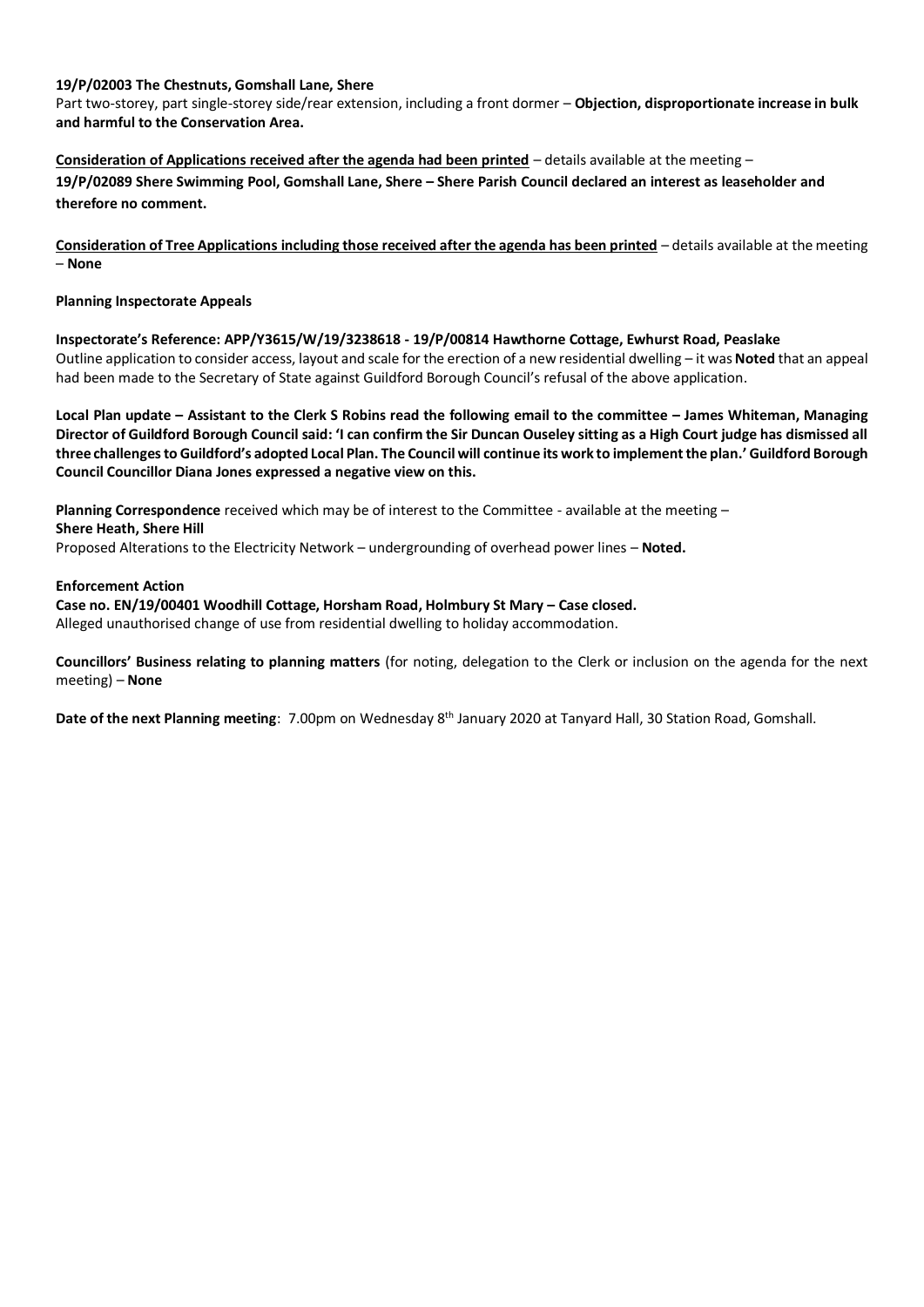**19/P/02003 The Chestnuts, Gomshall Lane, Shere**
Part two-storey, part single-storey side/rear extension, including a front dormer – **Objection, disproportionate increase in bulk and harmful to the Conservation Area.**

**Consideration of Applications received after the agenda had been printed** – details available at the meeting –
**19/P/02089 Shere Swimming Pool, Gomshall Lane, Shere – Shere Parish Council declared an interest as leaseholder and therefore no comment.**

**Consideration of Tree Applications including those received after the agenda has been printed** – details available at the meeting – **None**

**Planning Inspectorate Appeals**

**Inspectorate's Reference: APP/Y3615/W/19/3238618 - 19/P/00814 Hawthorne Cottage, Ewhurst Road, Peaslake**
Outline application to consider access, layout and scale for the erection of a new residential dwelling – it was **Noted** that an appeal had been made to the Secretary of State against Guildford Borough Council's refusal of the above application.

**Local Plan update – Assistant to the Clerk S Robins read the following email to the committee – James Whiteman, Managing Director of Guildford Borough Council said: 'I can confirm the Sir Duncan Ouseley sitting as a High Court judge has dismissed all three challenges to Guildford's adopted Local Plan. The Council will continue its work to implement the plan.' Guildford Borough Council Councillor Diana Jones expressed a negative view on this.**

**Planning Correspondence** received which may be of interest to the Committee - available at the meeting –
**Shere Heath, Shere Hill**
Proposed Alterations to the Electricity Network – undergrounding of overhead power lines – **Noted.**

**Enforcement Action**
**Case no. EN/19/00401 Woodhill Cottage, Horsham Road, Holmbury St Mary – Case closed.**
Alleged unauthorised change of use from residential dwelling to holiday accommodation.

**Councillors' Business relating to planning matters** (for noting, delegation to the Clerk or inclusion on the agenda for the next meeting) – **None**

**Date of the next Planning meeting**: 7.00pm on Wednesday 8th January 2020 at Tanyard Hall, 30 Station Road, Gomshall.